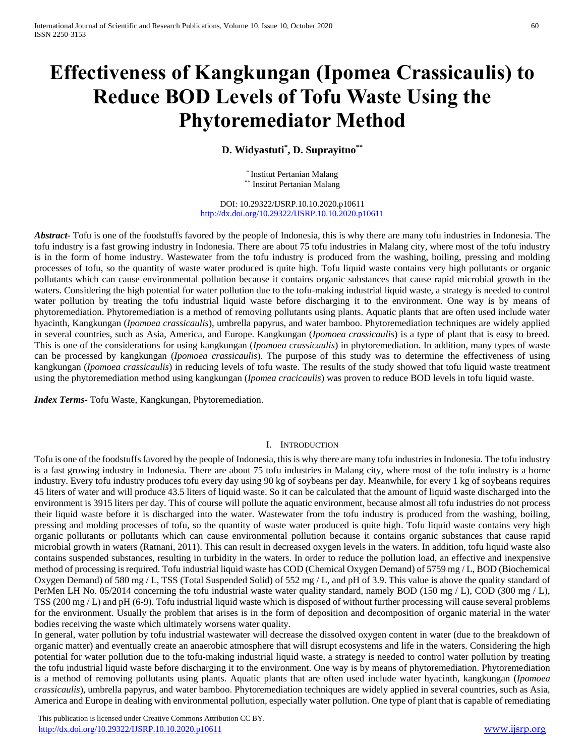# Effectiveness of Kangkungan (Ipomea Crassicaulis) to Reduce BOD Levels of Tofu Waste Using the Phytoremediator Method

**D. Widyastuti[*], D. Suprayitno[**]**

[*] Institut Pertanian Malang
[**] Institut Pertanian Malang

DOI: 10.29322/IJSRP.10.10.2020.p10611
http://dx.doi.org/10.29322/IJSRP.10.10.2020.p10611

***Abstract***- Tofu is one of the foodstuffs favored by the people of Indonesia, this is why there are many tofu industries in Indonesia. The tofu industry is a fast growing industry in Indonesia. There are about 75 tofu industries in Malang city, where most of the tofu industry is in the form of home industry. Wastewater from the tofu industry is produced from the washing, boiling, pressing and molding processes of tofu, so the quantity of waste water produced is quite high. Tofu liquid waste contains very high pollutants or organic pollutants which can cause environmental pollution because it contains organic substances that cause rapid microbial growth in the waters. Considering the high potential for water pollution due to the tofu-making industrial liquid waste, a strategy is needed to control water pollution by treating the tofu industrial liquid waste before discharging it to the environment. One way is by means of phytoremediation. Phytoremediation is a method of removing pollutants using plants. Aquatic plants that are often used include water hyacinth, Kangkungan (*Ipomoea crassicaulis*), umbrella papyrus, and water bamboo. Phytoremediation techniques are widely applied in several countries, such as Asia, America, and Europe. Kangkungan (*Ipomoea crassicaulis*) is a type of plant that is easy to breed. This is one of the considerations for using kangkungan (*Ipomoea crassicaulis*) in phytoremediation. In addition, many types of waste can be processed by kangkungan (*Ipomoea crassicaulis*). The purpose of this study was to determine the effectiveness of using kangkungan (*Ipomoea crassicaulis*) in reducing levels of tofu waste. The results of the study showed that tofu liquid waste treatment using the phytoremediation method using kangkungan (*Ipomea cracicaulis*) was proven to reduce BOD levels in tofu liquid waste.

***Index Terms***- Tofu Waste, Kangkungan, Phytoremediation.

## I. Introduction

Tofu is one of the foodstuffs favored by the people of Indonesia, this is why there are many tofu industries in Indonesia. The tofu industry is a fast growing industry in Indonesia. There are about 75 tofu industries in Malang city, where most of the tofu industry is a home industry. Every tofu industry produces tofu every day using 90 kg of soybeans per day. Meanwhile, for every 1 kg of soybeans requires 45 liters of water and will produce 43.5 liters of liquid waste. So it can be calculated that the amount of liquid waste discharged into the environment is 3915 liters per day. This of course will pollute the aquatic environment, because almost all tofu industries do not process their liquid waste before it is discharged into the water. Wastewater from the tofu industry is produced from the washing, boiling, pressing and molding processes of tofu, so the quantity of waste water produced is quite high. Tofu liquid waste contains very high organic pollutants or pollutants which can cause environmental pollution because it contains organic substances that cause rapid microbial growth in waters (Ratnani, 2011). This can result in decreased oxygen levels in the waters. In addition, tofu liquid waste also contains suspended substances, resulting in turbidity in the waters. In order to reduce the pollution load, an effective and inexpensive method of processing is required. Tofu industrial liquid waste has COD (Chemical Oxygen Demand) of 5759 mg / L, BOD (Biochemical Oxygen Demand) of 580 mg / L, TSS (Total Suspended Solid) of 552 mg / L, and pH of 3.9. This value is above the quality standard of PerMen LH No. 05/2014 concerning the tofu industrial waste water quality standard, namely BOD (150 mg / L), COD (300 mg / L), TSS (200 mg / L) and pH (6-9). Tofu industrial liquid waste which is disposed of without further processing will cause several problems for the environment. Usually the problem that arises is in the form of deposition and decomposition of organic material in the water bodies receiving the waste which ultimately worsens water quality.

In general, water pollution by tofu industrial wastewater will decrease the dissolved oxygen content in water (due to the breakdown of organic matter) and eventually create an anaerobic atmosphere that will disrupt ecosystems and life in the waters. Considering the high potential for water pollution due to the tofu-making industrial liquid waste, a strategy is needed to control water pollution by treating the tofu industrial liquid waste before discharging it to the environment. One way is by means of phytoremediation. Phytoremediation is a method of removing pollutants using plants. Aquatic plants that are often used include water hyacinth, kangkungan (*Ipomoea crassicaulis*), umbrella papyrus, and water bamboo. Phytoremediation techniques are widely applied in several countries, such as Asia, America and Europe in dealing with environmental pollution, especially water pollution. One type of plant that is capable of remediating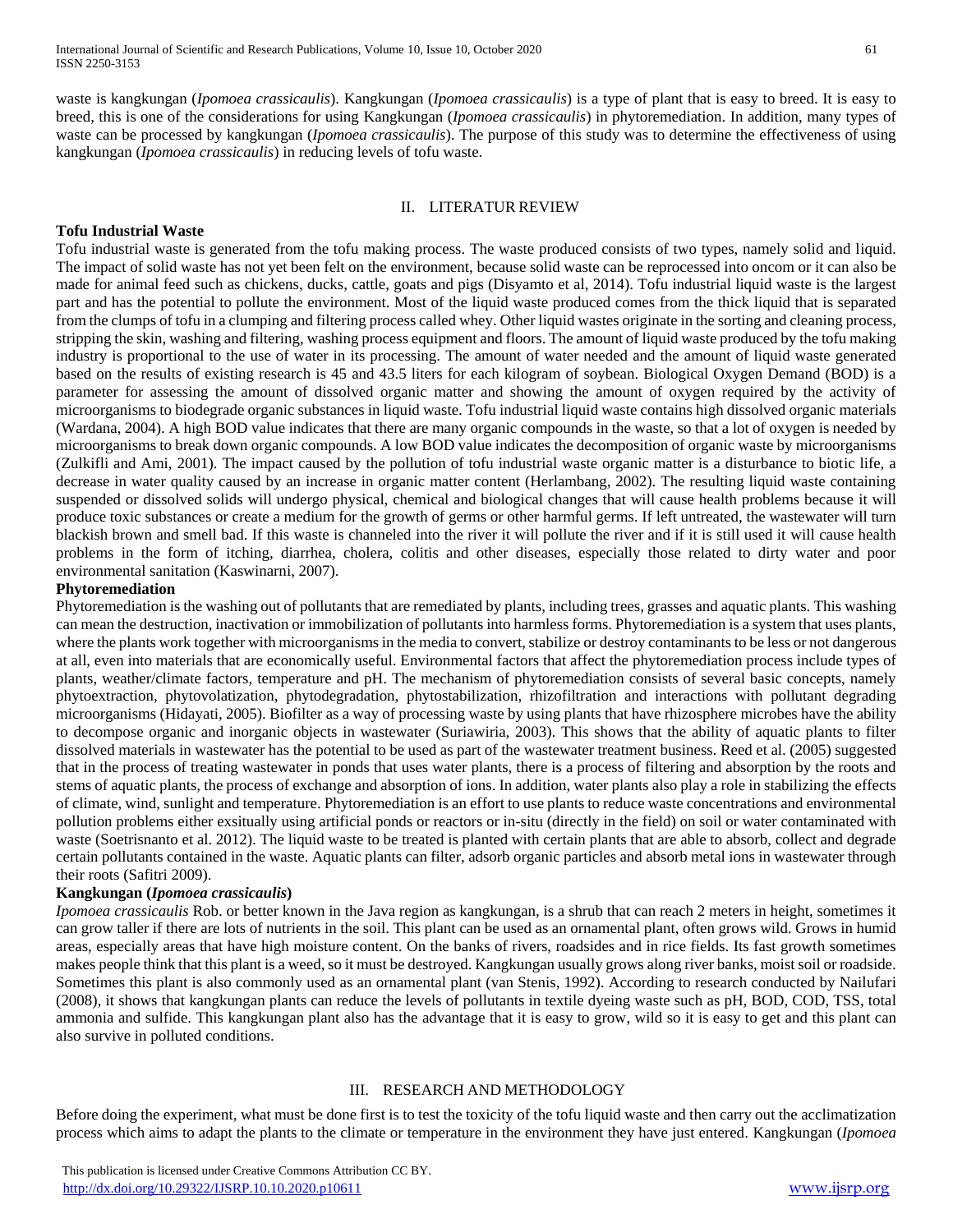waste is kangkungan (*Ipomoea crassicaulis*). Kangkungan (*Ipomoea crassicaulis*) is a type of plant that is easy to breed. It is easy to breed, this is one of the considerations for using Kangkungan (*Ipomoea crassicaulis*) in phytoremediation. In addition, many types of waste can be processed by kangkungan (*Ipomoea crassicaulis*). The purpose of this study was to determine the effectiveness of using kangkungan (*Ipomoea crassicaulis*) in reducing levels of tofu waste.

## II. LITERATUR REVIEW

**Tofu Industrial Waste**

Tofu industrial waste is generated from the tofu making process. The waste produced consists of two types, namely solid and liquid. The impact of solid waste has not yet been felt on the environment, because solid waste can be reprocessed into oncom or it can also be made for animal feed such as chickens, ducks, cattle, goats and pigs (Disyamto et al, 2014). Tofu industrial liquid waste is the largest part and has the potential to pollute the environment. Most of the liquid waste produced comes from the thick liquid that is separated from the clumps of tofu in a clumping and filtering process called whey. Other liquid wastes originate in the sorting and cleaning process, stripping the skin, washing and filtering, washing process equipment and floors. The amount of liquid waste produced by the tofu making industry is proportional to the use of water in its processing. The amount of water needed and the amount of liquid waste generated based on the results of existing research is 45 and 43.5 liters for each kilogram of soybean. Biological Oxygen Demand (BOD) is a parameter for assessing the amount of dissolved organic matter and showing the amount of oxygen required by the activity of microorganisms to biodegrade organic substances in liquid waste. Tofu industrial liquid waste contains high dissolved organic materials (Wardana, 2004). A high BOD value indicates that there are many organic compounds in the waste, so that a lot of oxygen is needed by microorganisms to break down organic compounds. A low BOD value indicates the decomposition of organic waste by microorganisms (Zulkifli and Ami, 2001). The impact caused by the pollution of tofu industrial waste organic matter is a disturbance to biotic life, a decrease in water quality caused by an increase in organic matter content (Herlambang, 2002). The resulting liquid waste containing suspended or dissolved solids will undergo physical, chemical and biological changes that will cause health problems because it will produce toxic substances or create a medium for the growth of germs or other harmful germs. If left untreated, the wastewater will turn blackish brown and smell bad. If this waste is channeled into the river it will pollute the river and if it is still used it will cause health problems in the form of itching, diarrhea, cholera, colitis and other diseases, especially those related to dirty water and poor environmental sanitation (Kaswinarni, 2007).

**Phytoremediation**

Phytoremediation is the washing out of pollutants that are remediated by plants, including trees, grasses and aquatic plants. This washing can mean the destruction, inactivation or immobilization of pollutants into harmless forms. Phytoremediation is a system that uses plants, where the plants work together with microorganisms in the media to convert, stabilize or destroy contaminants to be less or not dangerous at all, even into materials that are economically useful. Environmental factors that affect the phytoremediation process include types of plants, weather/climate factors, temperature and pH. The mechanism of phytoremediation consists of several basic concepts, namely phytoextraction, phytovolatization, phytodegradation, phytostabilization, rhizofiltration and interactions with pollutant degrading microorganisms (Hidayati, 2005). Biofilter as a way of processing waste by using plants that have rhizosphere microbes have the ability to decompose organic and inorganic objects in wastewater (Suriawiria, 2003). This shows that the ability of aquatic plants to filter dissolved materials in wastewater has the potential to be used as part of the wastewater treatment business. Reed et al. (2005) suggested that in the process of treating wastewater in ponds that uses water plants, there is a process of filtering and absorption by the roots and stems of aquatic plants, the process of exchange and absorption of ions. In addition, water plants also play a role in stabilizing the effects of climate, wind, sunlight and temperature. Phytoremediation is an effort to use plants to reduce waste concentrations and environmental pollution problems either exsitually using artificial ponds or reactors or in-situ (directly in the field) on soil or water contaminated with waste (Soetrisnanto et al. 2012). The liquid waste to be treated is planted with certain plants that are able to absorb, collect and degrade certain pollutants contained in the waste. Aquatic plants can filter, adsorb organic particles and absorb metal ions in wastewater through their roots (Safitri 2009).

**Kangkungan (*Ipomoea crassicaulis*)**

*Ipomoea crassicaulis* Rob. or better known in the Java region as kangkungan, is a shrub that can reach 2 meters in height, sometimes it can grow taller if there are lots of nutrients in the soil. This plant can be used as an ornamental plant, often grows wild. Grows in humid areas, especially areas that have high moisture content. On the banks of rivers, roadsides and in rice fields. Its fast growth sometimes makes people think that this plant is a weed, so it must be destroyed. Kangkungan usually grows along river banks, moist soil or roadside. Sometimes this plant is also commonly used as an ornamental plant (van Stenis, 1992). According to research conducted by Nailufari (2008), it shows that kangkungan plants can reduce the levels of pollutants in textile dyeing waste such as pH, BOD, COD, TSS, total ammonia and sulfide. This kangkungan plant also has the advantage that it is easy to grow, wild so it is easy to get and this plant can also survive in polluted conditions.

## III. RESEARCH AND METHODOLOGY

Before doing the experiment, what must be done first is to test the toxicity of the tofu liquid waste and then carry out the acclimatization process which aims to adapt the plants to the climate or temperature in the environment they have just entered. Kangkungan (*Ipomoea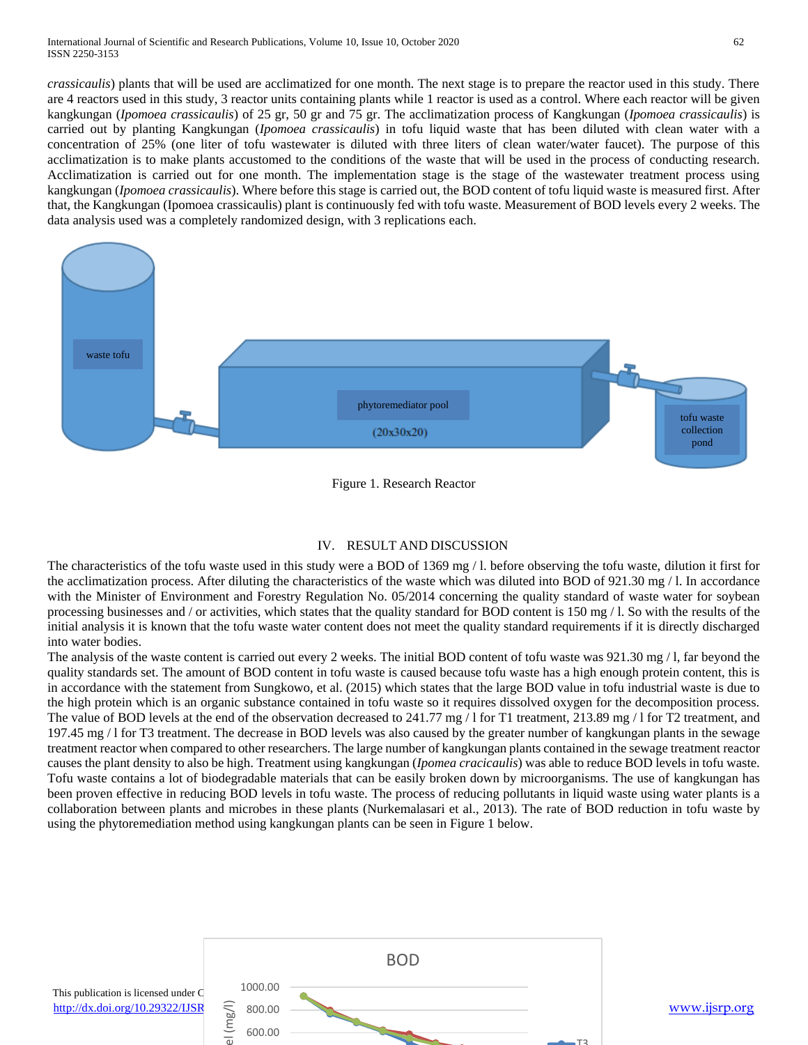*crassicaulis*) plants that will be used are acclimatized for one month. The next stage is to prepare the reactor used in this study. There are 4 reactors used in this study, 3 reactor units containing plants while 1 reactor is used as a control. Where each reactor will be given kangkungan (*Ipomoea crassicaulis*) of 25 gr, 50 gr and 75 gr. The acclimatization process of Kangkungan (*Ipomoea crassicaulis*) is carried out by planting Kangkungan (*Ipomoea crassicaulis*) in tofu liquid waste that has been diluted with clean water with a concentration of 25% (one liter of tofu wastewater is diluted with three liters of clean water/water faucet). The purpose of this acclimatization is to make plants accustomed to the conditions of the waste that will be used in the process of conducting research. Acclimatization is carried out for one month. The implementation stage is the stage of the wastewater treatment process using kangkungan (*Ipomoea crassicaulis*). Where before this stage is carried out, the BOD content of tofu liquid waste is measured first. After that, the Kangkungan (Ipomoea crassicaulis) plant is continuously fed with tofu waste. Measurement of BOD levels every 2 weeks. The data analysis used was a completely randomized design, with 3 replications each.

waste tofu

phytoremediator pool

(20x30x20)

tofu waste collection pond

Figure 1. Research Reactor

## IV. RESULT AND DISCUSSION

The characteristics of the tofu waste used in this study were a BOD of 1369 mg / l. before observing the tofu waste, dilution it first for the acclimatization process. After diluting the characteristics of the waste which was diluted into BOD of 921.30 mg / l. In accordance with the Minister of Environment and Forestry Regulation No. 05/2014 concerning the quality standard of waste water for soybean processing businesses and / or activities, which states that the quality standard for BOD content is 150 mg / l. So with the results of the initial analysis it is known that the tofu waste water content does not meet the quality standard requirements if it is directly discharged into water bodies.

The analysis of the waste content is carried out every 2 weeks. The initial BOD content of tofu waste was 921.30 mg / l, far beyond the quality standards set. The amount of BOD content in tofu waste is caused because tofu waste has a high enough protein content, this is in accordance with the statement from Sungkowo, et al. (2015) which states that the large BOD value in tofu industrial waste is due to the high protein which is an organic substance contained in tofu waste so it requires dissolved oxygen for the decomposition process. The value of BOD levels at the end of the observation decreased to 241.77 mg / l for T1 treatment, 213.89 mg / l for T2 treatment, and 197.45 mg / l for T3 treatment. The decrease in BOD levels was also caused by the greater number of kangkungan plants in the sewage treatment reactor when compared to other researchers. The large number of kangkungan plants contained in the sewage treatment reactor causes the plant density to also be high. Treatment using kangkungan (*Ipomea cracicaulis*) was able to reduce BOD levels in tofu waste. Tofu waste contains a lot of biodegradable materials that can be easily broken down by microorganisms. The use of kangkungan has been proven effective in reducing BOD levels in tofu waste. The process of reducing pollutants in liquid waste using water plants is a collaboration between plants and microbes in these plants (Nurkemalasari et al., 2013). The rate of BOD reduction in tofu waste by using the phytoremediation method using kangkungan plants can be seen in Figure 1 below.

BOD

1000.00
800.00
600.00

T3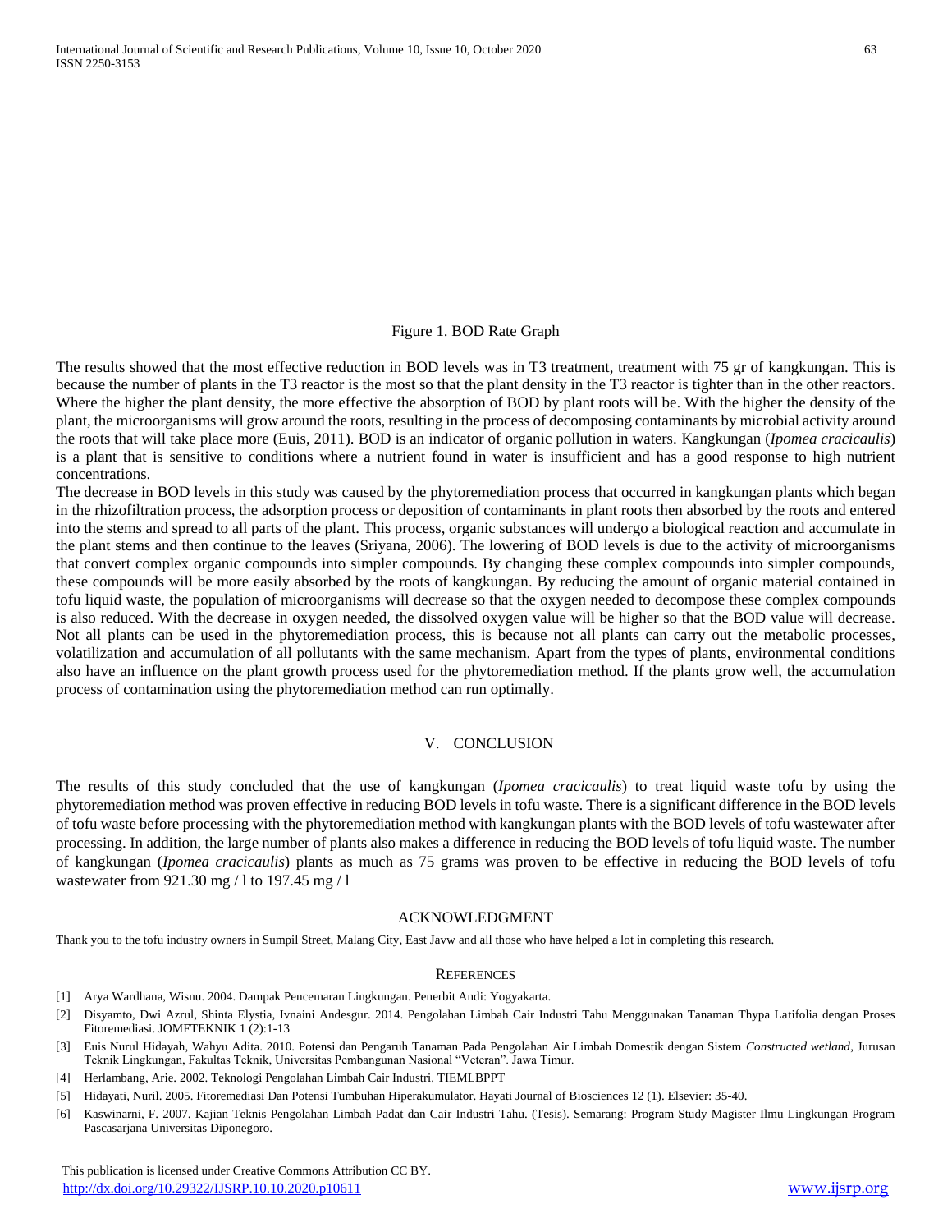Figure 1. BOD Rate Graph

The results showed that the most effective reduction in BOD levels was in T3 treatment, treatment with 75 gr of kangkungan. This is because the number of plants in the T3 reactor is the most so that the plant density in the T3 reactor is tighter than in the other reactors. Where the higher the plant density, the more effective the absorption of BOD by plant roots will be. With the higher the density of the plant, the microorganisms will grow around the roots, resulting in the process of decomposing contaminants by microbial activity around the roots that will take place more (Euis, 2011). BOD is an indicator of organic pollution in waters. Kangkungan (*Ipomea cracicaulis*) is a plant that is sensitive to conditions where a nutrient found in water is insufficient and has a good response to high nutrient concentrations.

The decrease in BOD levels in this study was caused by the phytoremediation process that occurred in kangkungan plants which began in the rhizofiltration process, the adsorption process or deposition of contaminants in plant roots then absorbed by the roots and entered into the stems and spread to all parts of the plant. This process, organic substances will undergo a biological reaction and accumulate in the plant stems and then continue to the leaves (Sriyana, 2006). The lowering of BOD levels is due to the activity of microorganisms that convert complex organic compounds into simpler compounds. By changing these complex compounds into simpler compounds, these compounds will be more easily absorbed by the roots of kangkungan. By reducing the amount of organic material contained in tofu liquid waste, the population of microorganisms will decrease so that the oxygen needed to decompose these complex compounds is also reduced. With the decrease in oxygen needed, the dissolved oxygen value will be higher so that the BOD value will decrease. Not all plants can be used in the phytoremediation process, this is because not all plants can carry out the metabolic processes, volatilization and accumulation of all pollutants with the same mechanism. Apart from the types of plants, environmental conditions also have an influence on the plant growth process used for the phytoremediation method. If the plants grow well, the accumulation process of contamination using the phytoremediation method can run optimally.

## V. CONCLUSION

The results of this study concluded that the use of kangkungan (*Ipomea cracicaulis*) to treat liquid waste tofu by using the phytoremediation method was proven effective in reducing BOD levels in tofu waste. There is a significant difference in the BOD levels of tofu waste before processing with the phytoremediation method with kangkungan plants with the BOD levels of tofu wastewater after processing. In addition, the large number of plants also makes a difference in reducing the BOD levels of tofu liquid waste. The number of kangkungan (*Ipomea cracicaulis*) plants as much as 75 grams was proven to be effective in reducing the BOD levels of tofu wastewater from 921.30 mg / l to 197.45 mg / l

## ACKNOWLEDGMENT

Thank you to the tofu industry owners in Sumpil Street, Malang City, East Javw and all those who have helped a lot in completing this research.

## REFERENCES

[1] Arya Wardhana, Wisnu. 2004. Dampak Pencemaran Lingkungan. Penerbit Andi: Yogyakarta.

[2] Disyamto, Dwi Azrul, Shinta Elystia, Ivnaini Andesgur. 2014. Pengolahan Limbah Cair Industri Tahu Menggunakan Tanaman Thypa Latifolia dengan Proses Fitoremediasi. JOMFTEKNIK 1 (2):1-13

[3] Euis Nurul Hidayah, Wahyu Adita. 2010. Potensi dan Pengaruh Tanaman Pada Pengolahan Air Limbah Domestik dengan Sistem *Constructed wetland*, Jurusan Teknik Lingkungan, Fakultas Teknik, Universitas Pembangunan Nasional "Veteran". Jawa Timur.

[4] Herlambang, Arie. 2002. Teknologi Pengolahan Limbah Cair Industri. TIEMLBPPT

[5] Hidayati, Nuril. 2005. Fitoremediasi Dan Potensi Tumbuhan Hiperakumulator. Hayati Journal of Biosciences 12 (1). Elsevier: 35-40.

[6] Kaswinarni, F. 2007. Kajian Teknis Pengolahan Limbah Padat dan Cair Industri Tahu. (Tesis). Semarang: Program Study Magister Ilmu Lingkungan Program Pascasarjana Universitas Diponegoro.

This publication is licensed under Creative Commons Attribution CC BY.
http://dx.doi.org/10.29322/IJSRP.10.10.2020.p10611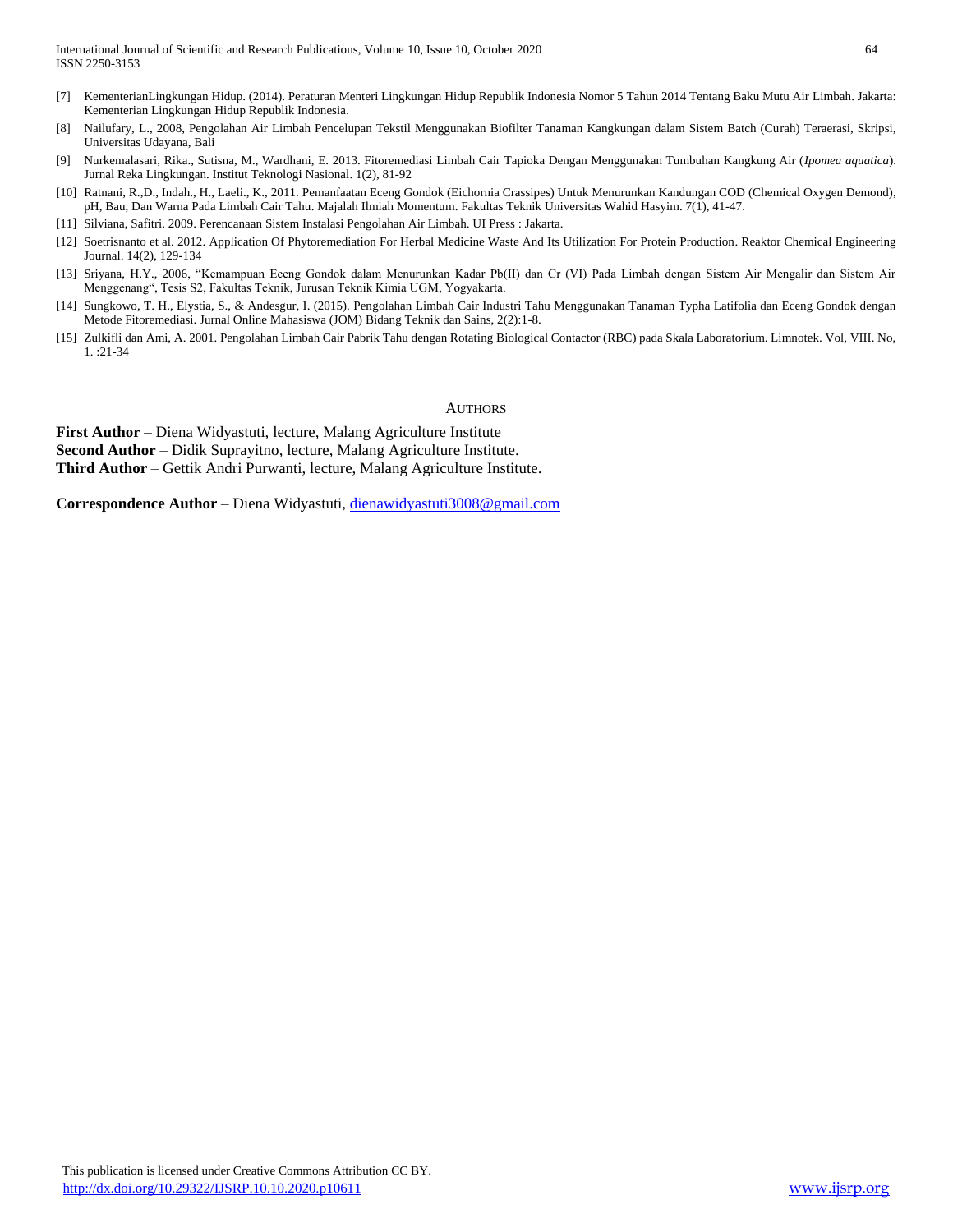[7] KementerianLingkungan Hidup. (2014). Peraturan Menteri Lingkungan Hidup Republik Indonesia Nomor 5 Tahun 2014 Tentang Baku Mutu Air Limbah. Jakarta: Kementerian Lingkungan Hidup Republik Indonesia.

[8] Nailufary, L., 2008, Pengolahan Air Limbah Pencelupan Tekstil Menggunakan Biofilter Tanaman Kangkungan dalam Sistem Batch (Curah) Teraerasi, Skripsi, Universitas Udayana, Bali

[9] Nurkemalasari, Rika., Sutisna, M., Wardhani, E. 2013. Fitoremediasi Limbah Cair Tapioka Dengan Menggunakan Tumbuhan Kangkung Air (*Ipomea aquatica*). Jurnal Reka Lingkungan. Institut Teknologi Nasional. 1(2), 81-92

[10] Ratnani, R.,D., Indah., H., Laeli., K., 2011. Pemanfaatan Eceng Gondok (Eichornia Crassipes) Untuk Menurunkan Kandungan COD (Chemical Oxygen Demond), pH, Bau, Dan Warna Pada Limbah Cair Tahu. Majalah Ilmiah Momentum. Fakultas Teknik Universitas Wahid Hasyim. 7(1), 41-47.

[11] Silviana, Safitri. 2009. Perencanaan Sistem Instalasi Pengolahan Air Limbah. UI Press : Jakarta.

[12] Soetrisnanto et al. 2012. Application Of Phytoremediation For Herbal Medicine Waste And Its Utilization For Protein Production. Reaktor Chemical Engineering Journal. 14(2), 129-134

[13] Sriyana, H.Y., 2006, "Kemampuan Eceng Gondok dalam Menurunkan Kadar Pb(II) dan Cr (VI) Pada Limbah dengan Sistem Air Mengalir dan Sistem Air Menggenang", Tesis S2, Fakultas Teknik, Jurusan Teknik Kimia UGM, Yogyakarta.

[14] Sungkowo, T. H., Elystia, S., & Andesgur, I. (2015). Pengolahan Limbah Cair Industri Tahu Menggunakan Tanaman Typha Latifolia dan Eceng Gondok dengan Metode Fitoremediasi. Jurnal Online Mahasiswa (JOM) Bidang Teknik dan Sains, 2(2):1-8.

[15] Zulkifli dan Ami, A. 2001. Pengolahan Limbah Cair Pabrik Tahu dengan Rotating Biological Contactor (RBC) pada Skala Laboratorium. Limnotek. Vol, VIII. No, 1. :21-34

## AUTHORS

**First Author** – Diena Widyastuti, lecture, Malang Agriculture Institute
**Second Author** – Didik Suprayitno, lecture, Malang Agriculture Institute.
**Third Author** – Gettik Andri Purwanti, lecture, Malang Agriculture Institute.

**Correspondence Author** – Diena Widyastuti, dienawidyastuti3008@gmail.com

This publication is licensed under Creative Commons Attribution CC BY.
http://dx.doi.org/10.29322/IJSRP.10.10.2020.p10611